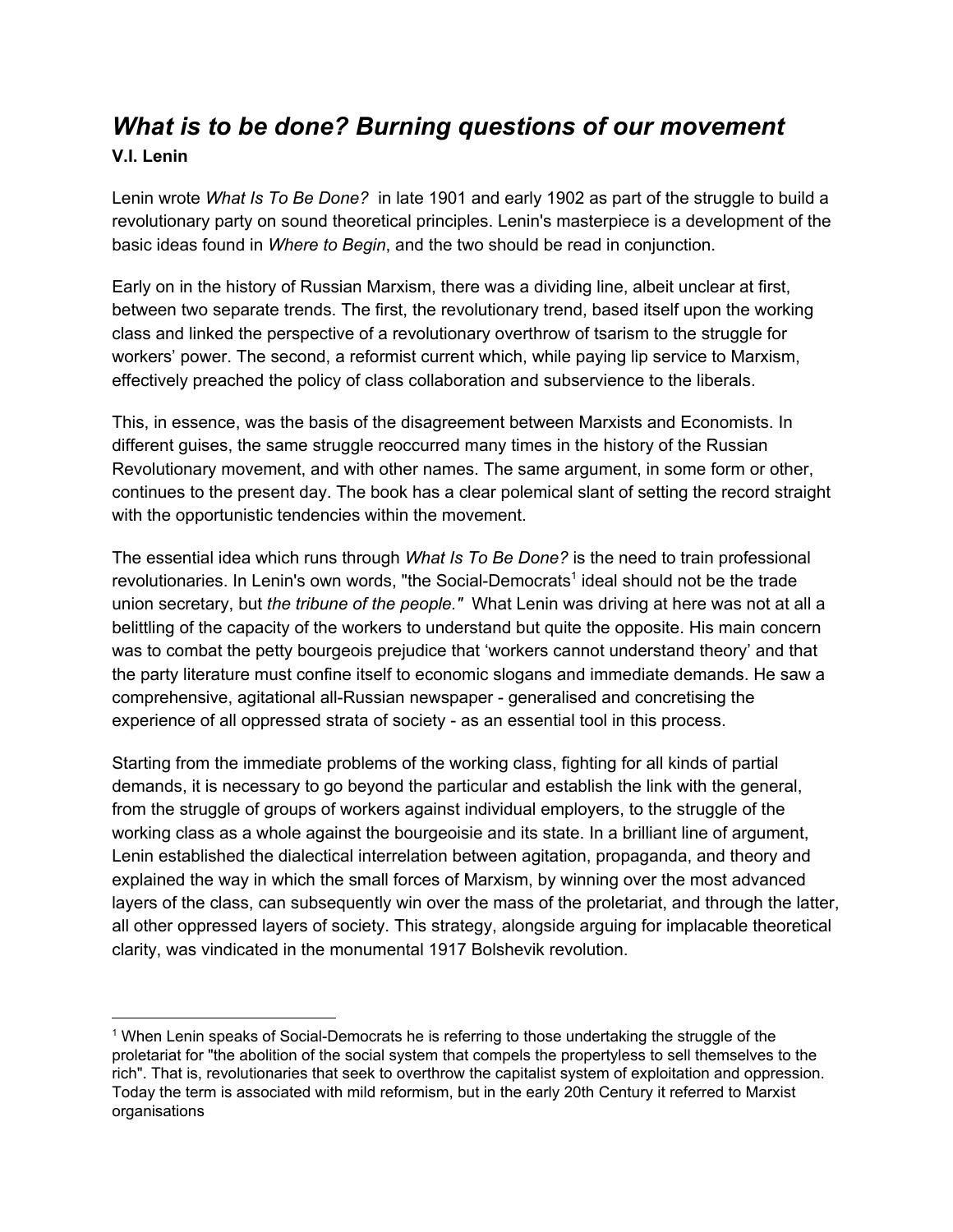# *What is to be done? Burning questions of our movement*

**V.I. Lenin**

Lenin wrote *What Is To Be Done?* in late 1901 and early 1902 as part of the struggle to build a revolutionary party on sound theoretical principles. Lenin's masterpiece is a development of the basic ideas found in *Where to Begin*, and the two should be read in conjunction.

Early on in the history of Russian Marxism, there was a dividing line, albeit unclear at first, between two separate trends. The first, the revolutionary trend, based itself upon the working class and linked the perspective of a revolutionary overthrow of tsarism to the struggle for workers' power. The second, a reformist current which, while paying lip service to Marxism, effectively preached the policy of class collaboration and subservience to the liberals.

This, in essence, was the basis of the disagreement between Marxists and Economists. In different guises, the same struggle reoccurred many times in the history of the Russian Revolutionary movement, and with other names. The same argument, in some form or other, continues to the present day. The book has a clear polemical slant of setting the record straight with the opportunistic tendencies within the movement.

The essential idea which runs through *What Is To Be Done?* is the need to train professional revolutionaries. In Lenin's own words, "the Social-Democrats[1] ideal should not be the trade union secretary, but *the tribune of the people."* What Lenin was driving at here was not at all a belittling of the capacity of the workers to understand but quite the opposite. His main concern was to combat the petty bourgeois prejudice that 'workers cannot understand theory' and that the party literature must confine itself to economic slogans and immediate demands. He saw a comprehensive, agitational all-Russian newspaper - generalised and concretising the experience of all oppressed strata of society - as an essential tool in this process.

Starting from the immediate problems of the working class, fighting for all kinds of partial demands, it is necessary to go beyond the particular and establish the link with the general, from the struggle of groups of workers against individual employers, to the struggle of the working class as a whole against the bourgeoisie and its state. In a brilliant line of argument, Lenin established the dialectical interrelation between agitation, propaganda, and theory and explained the way in which the small forces of Marxism, by winning over the most advanced layers of the class, can subsequently win over the mass of the proletariat, and through the latter, all other oppressed layers of society. This strategy, alongside arguing for implacable theoretical clarity, was vindicated in the monumental 1917 Bolshevik revolution.

---

[1] When Lenin speaks of Social-Democrats he is referring to those undertaking the struggle of the proletariat for "the abolition of the social system that compels the propertyless to sell themselves to the rich". That is, revolutionaries that seek to overthrow the capitalist system of exploitation and oppression. Today the term is associated with mild reformism, but in the early 20th Century it referred to Marxist organisations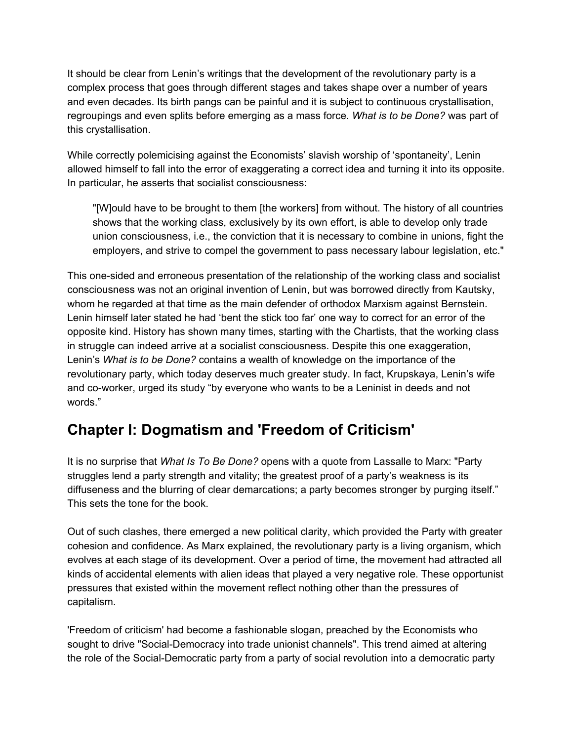It should be clear from Lenin's writings that the development of the revolutionary party is a complex process that goes through different stages and takes shape over a number of years and even decades. Its birth pangs can be painful and it is subject to continuous crystallisation, regroupings and even splits before emerging as a mass force. *What is to be Done?* was part of this crystallisation.

While correctly polemicising against the Economists' slavish worship of 'spontaneity', Lenin allowed himself to fall into the error of exaggerating a correct idea and turning it into its opposite. In particular, he asserts that socialist consciousness:

> "[W]ould have to be brought to them [the workers] from without. The history of all countries shows that the working class, exclusively by its own effort, is able to develop only trade union consciousness, i.e., the conviction that it is necessary to combine in unions, fight the employers, and strive to compel the government to pass necessary labour legislation, etc."

This one-sided and erroneous presentation of the relationship of the working class and socialist consciousness was not an original invention of Lenin, but was borrowed directly from Kautsky, whom he regarded at that time as the main defender of orthodox Marxism against Bernstein. Lenin himself later stated he had 'bent the stick too far' one way to correct for an error of the opposite kind. History has shown many times, starting with the Chartists, that the working class in struggle can indeed arrive at a socialist consciousness. Despite this one exaggeration, Lenin's *What is to be Done?* contains a wealth of knowledge on the importance of the revolutionary party, which today deserves much greater study. In fact, Krupskaya, Lenin's wife and co-worker, urged its study "by everyone who wants to be a Leninist in deeds and not words."

## Chapter I: Dogmatism and 'Freedom of Criticism'

It is no surprise that *What Is To Be Done?* opens with a quote from Lassalle to Marx: "Party struggles lend a party strength and vitality; the greatest proof of a party's weakness is its diffuseness and the blurring of clear demarcations; a party becomes stronger by purging itself." This sets the tone for the book.

Out of such clashes, there emerged a new political clarity, which provided the Party with greater cohesion and confidence. As Marx explained, the revolutionary party is a living organism, which evolves at each stage of its development. Over a period of time, the movement had attracted all kinds of accidental elements with alien ideas that played a very negative role. These opportunist pressures that existed within the movement reflect nothing other than the pressures of capitalism.

'Freedom of criticism' had become a fashionable slogan, preached by the Economists who sought to drive "Social-Democracy into trade unionist channels". This trend aimed at altering the role of the Social-Democratic party from a party of social revolution into a democratic party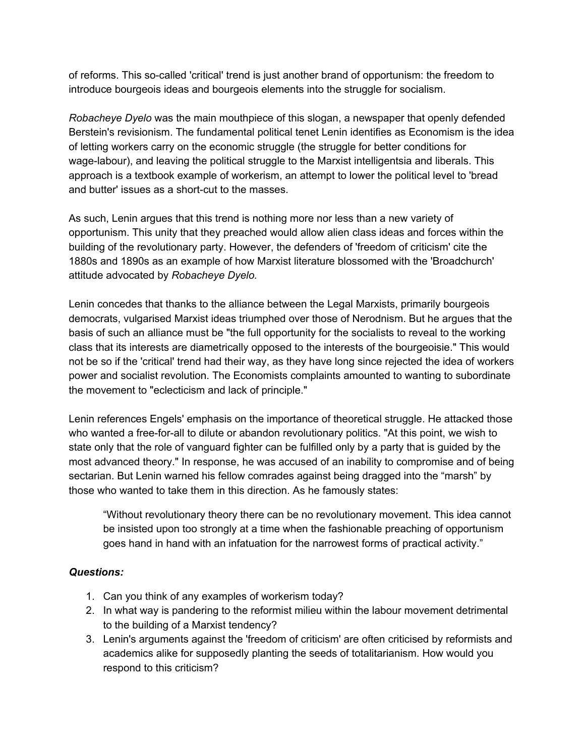of reforms. This so-called 'critical' trend is just another brand of opportunism: the freedom to introduce bourgeois ideas and bourgeois elements into the struggle for socialism.

*Robacheye Dyelo* was the main mouthpiece of this slogan, a newspaper that openly defended Berstein's revisionism. The fundamental political tenet Lenin identifies as Economism is the idea of letting workers carry on the economic struggle (the struggle for better conditions for wage-labour), and leaving the political struggle to the Marxist intelligentsia and liberals. This approach is a textbook example of workerism, an attempt to lower the political level to 'bread and butter' issues as a short-cut to the masses.

As such, Lenin argues that this trend is nothing more nor less than a new variety of opportunism. This unity that they preached would allow alien class ideas and forces within the building of the revolutionary party. However, the defenders of 'freedom of criticism' cite the 1880s and 1890s as an example of how Marxist literature blossomed with the 'Broadchurch' attitude advocated by *Robacheye Dyelo.*

Lenin concedes that thanks to the alliance between the Legal Marxists, primarily bourgeois democrats, vulgarised Marxist ideas triumphed over those of Nerodnism. But he argues that the basis of such an alliance must be "the full opportunity for the socialists to reveal to the working class that its interests are diametrically opposed to the interests of the bourgeoisie." This would not be so if the 'critical' trend had their way, as they have long since rejected the idea of workers power and socialist revolution. The Economists complaints amounted to wanting to subordinate the movement to "eclecticism and lack of principle."

Lenin references Engels' emphasis on the importance of theoretical struggle. He attacked those who wanted a free-for-all to dilute or abandon revolutionary politics. "At this point, we wish to state only that the role of vanguard fighter can be fulfilled only by a party that is guided by the most advanced theory." In response, he was accused of an inability to compromise and of being sectarian. But Lenin warned his fellow comrades against being dragged into the "marsh" by those who wanted to take them in this direction. As he famously states:

> "Without revolutionary theory there can be no revolutionary movement. This idea cannot be insisted upon too strongly at a time when the fashionable preaching of opportunism goes hand in hand with an infatuation for the narrowest forms of practical activity."

***Questions:***

1. Can you think of any examples of workerism today?
2. In what way is pandering to the reformist milieu within the labour movement detrimental to the building of a Marxist tendency?
3. Lenin's arguments against the 'freedom of criticism' are often criticised by reformists and academics alike for supposedly planting the seeds of totalitarianism. How would you respond to this criticism?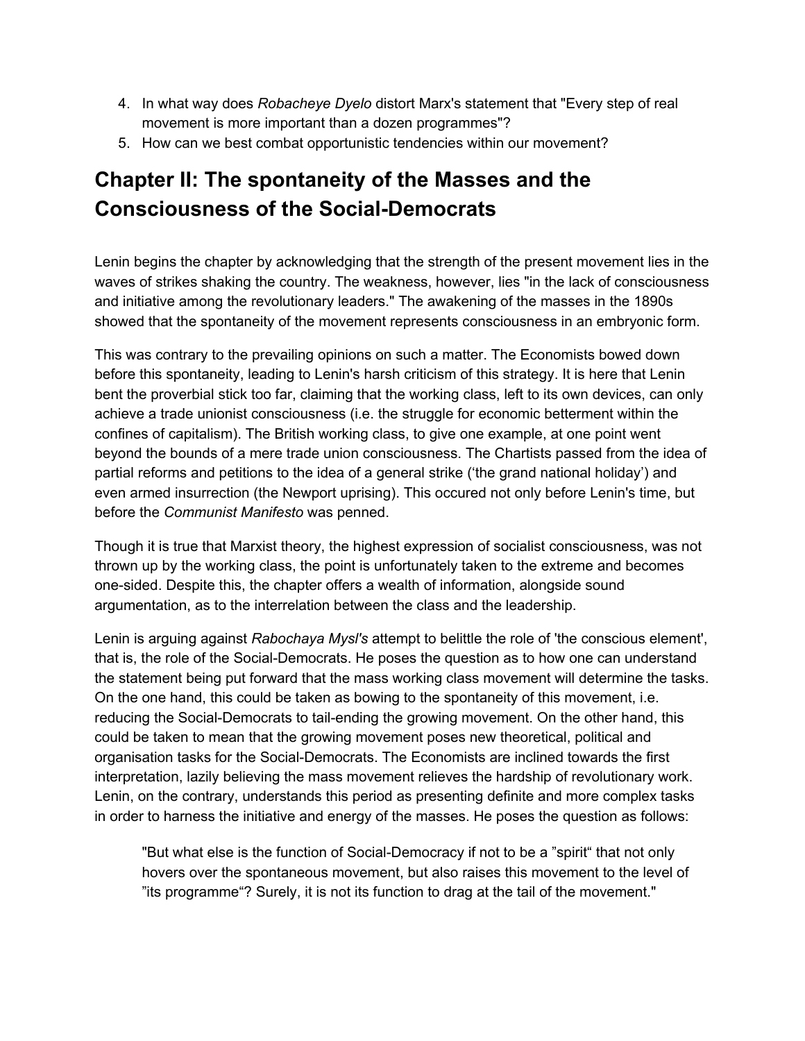4. In what way does *Robacheye Dyelo* distort Marx's statement that "Every step of real movement is more important than a dozen programmes"?
5. How can we best combat opportunistic tendencies within our movement?

## Chapter II: The spontaneity of the Masses and the Consciousness of the Social-Democrats

Lenin begins the chapter by acknowledging that the strength of the present movement lies in the waves of strikes shaking the country. The weakness, however, lies "in the lack of consciousness and initiative among the revolutionary leaders." The awakening of the masses in the 1890s showed that the spontaneity of the movement represents consciousness in an embryonic form.

This was contrary to the prevailing opinions on such a matter. The Economists bowed down before this spontaneity, leading to Lenin's harsh criticism of this strategy. It is here that Lenin bent the proverbial stick too far, claiming that the working class, left to its own devices, can only achieve a trade unionist consciousness (i.e. the struggle for economic betterment within the confines of capitalism). The British working class, to give one example, at one point went beyond the bounds of a mere trade union consciousness. The Chartists passed from the idea of partial reforms and petitions to the idea of a general strike ('the grand national holiday') and even armed insurrection (the Newport uprising). This occured not only before Lenin's time, but before the *Communist Manifesto* was penned.

Though it is true that Marxist theory, the highest expression of socialist consciousness, was not thrown up by the working class, the point is unfortunately taken to the extreme and becomes one-sided. Despite this, the chapter offers a wealth of information, alongside sound argumentation, as to the interrelation between the class and the leadership.

Lenin is arguing against *Rabochaya Mysl's* attempt to belittle the role of 'the conscious element', that is, the role of the Social-Democrats. He poses the question as to how one can understand the statement being put forward that the mass working class movement will determine the tasks. On the one hand, this could be taken as bowing to the spontaneity of this movement, i.e. reducing the Social-Democrats to tail-ending the growing movement. On the other hand, this could be taken to mean that the growing movement poses new theoretical, political and organisation tasks for the Social-Democrats. The Economists are inclined towards the first interpretation, lazily believing the mass movement relieves the hardship of revolutionary work. Lenin, on the contrary, understands this period as presenting definite and more complex tasks in order to harness the initiative and energy of the masses. He poses the question as follows:

> "But what else is the function of Social-Democracy if not to be a "spirit" that not only hovers over the spontaneous movement, but also raises this movement to the level of "its programme"? Surely, it is not its function to drag at the tail of the movement."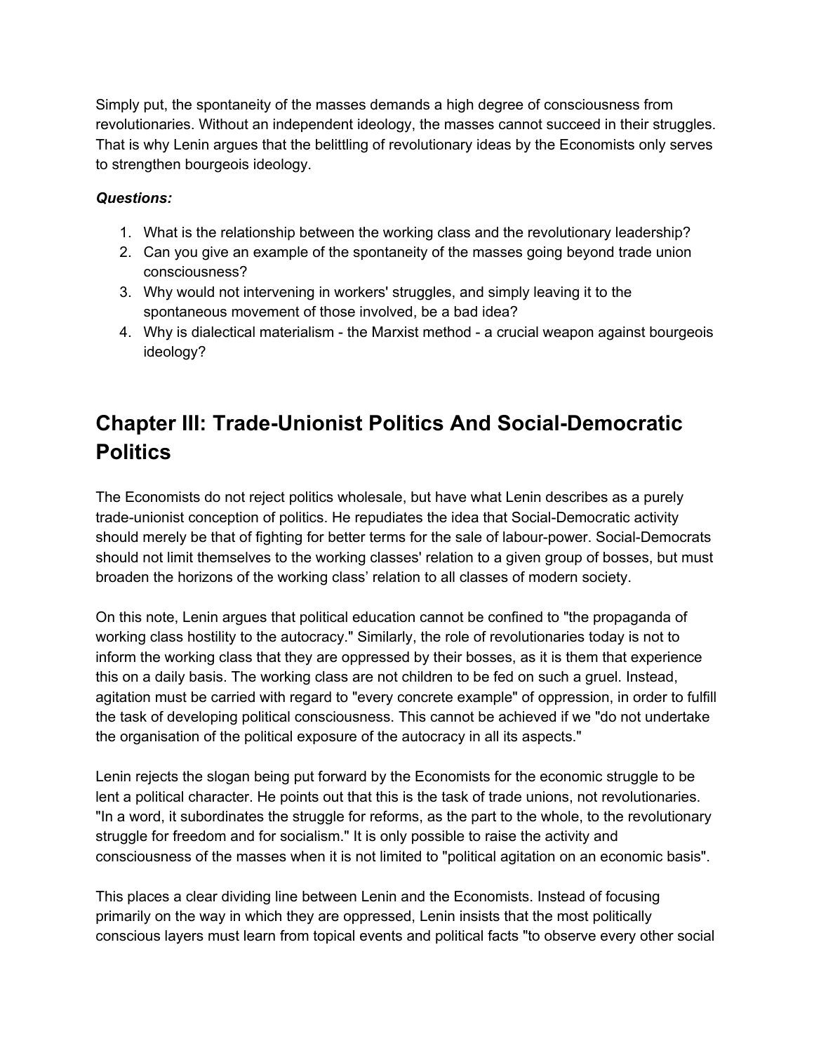Simply put, the spontaneity of the masses demands a high degree of consciousness from revolutionaries. Without an independent ideology, the masses cannot succeed in their struggles. That is why Lenin argues that the belittling of revolutionary ideas by the Economists only serves to strengthen bourgeois ideology.

***Questions:***

1. What is the relationship between the working class and the revolutionary leadership?
2. Can you give an example of the spontaneity of the masses going beyond trade union consciousness?
3. Why would not intervening in workers' struggles, and simply leaving it to the spontaneous movement of those involved, be a bad idea?
4. Why is dialectical materialism - the Marxist method - a crucial weapon against bourgeois ideology?

## Chapter III: Trade-Unionist Politics And Social-Democratic Politics

The Economists do not reject politics wholesale, but have what Lenin describes as a purely trade-unionist conception of politics. He repudiates the idea that Social-Democratic activity should merely be that of fighting for better terms for the sale of labour-power. Social-Democrats should not limit themselves to the working classes' relation to a given group of bosses, but must broaden the horizons of the working class' relation to all classes of modern society.

On this note, Lenin argues that political education cannot be confined to "the propaganda of working class hostility to the autocracy." Similarly, the role of revolutionaries today is not to inform the working class that they are oppressed by their bosses, as it is them that experience this on a daily basis. The working class are not children to be fed on such a gruel. Instead, agitation must be carried with regard to "every concrete example" of oppression, in order to fulfill the task of developing political consciousness. This cannot be achieved if we "do not undertake the organisation of the political exposure of the autocracy in all its aspects."

Lenin rejects the slogan being put forward by the Economists for the economic struggle to be lent a political character. He points out that this is the task of trade unions, not revolutionaries. "In a word, it subordinates the struggle for reforms, as the part to the whole, to the revolutionary struggle for freedom and for socialism." It is only possible to raise the activity and consciousness of the masses when it is not limited to "political agitation on an economic basis".

This places a clear dividing line between Lenin and the Economists. Instead of focusing primarily on the way in which they are oppressed, Lenin insists that the most politically conscious layers must learn from topical events and political facts "to observe every other social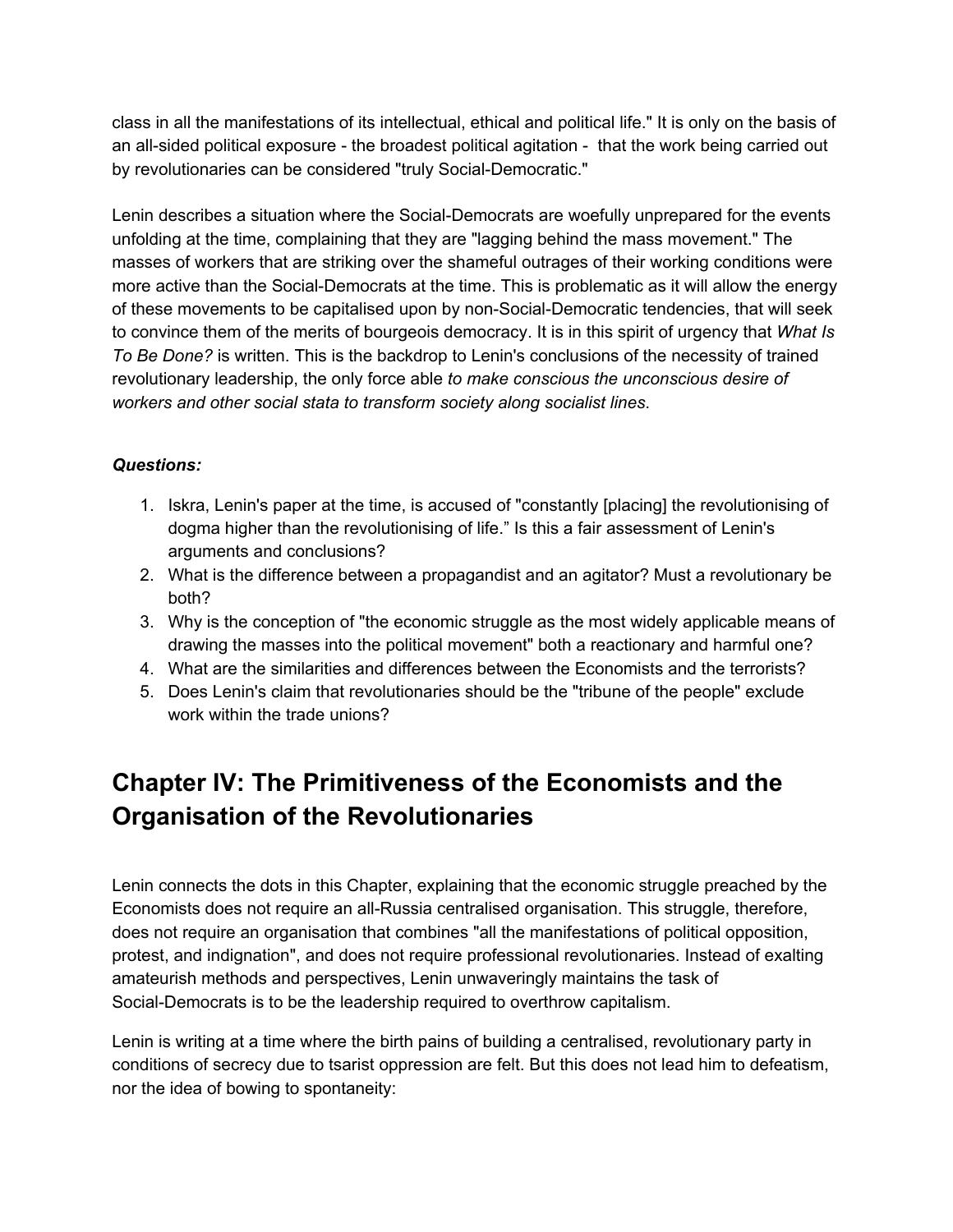class in all the manifestations of its intellectual, ethical and political life." It is only on the basis of an all-sided political exposure - the broadest political agitation - that the work being carried out by revolutionaries can be considered "truly Social-Democratic."

Lenin describes a situation where the Social-Democrats are woefully unprepared for the events unfolding at the time, complaining that they are "lagging behind the mass movement." The masses of workers that are striking over the shameful outrages of their working conditions were more active than the Social-Democrats at the time. This is problematic as it will allow the energy of these movements to be capitalised upon by non-Social-Democratic tendencies, that will seek to convince them of the merits of bourgeois democracy. It is in this spirit of urgency that *What Is To Be Done?* is written. This is the backdrop to Lenin's conclusions of the necessity of trained revolutionary leadership, the only force able *to make conscious the unconscious desire of workers and other social stata to transform society along socialist lines*.

***Questions:***

1. Iskra, Lenin's paper at the time, is accused of "constantly [placing] the revolutionising of dogma higher than the revolutionising of life." Is this a fair assessment of Lenin's arguments and conclusions?
2. What is the difference between a propagandist and an agitator? Must a revolutionary be both?
3. Why is the conception of "the economic struggle as the most widely applicable means of drawing the masses into the political movement" both a reactionary and harmful one?
4. What are the similarities and differences between the Economists and the terrorists?
5. Does Lenin's claim that revolutionaries should be the "tribune of the people" exclude work within the trade unions?

## Chapter IV: The Primitiveness of the Economists and the Organisation of the Revolutionaries

Lenin connects the dots in this Chapter, explaining that the economic struggle preached by the Economists does not require an all-Russia centralised organisation. This struggle, therefore, does not require an organisation that combines "all the manifestations of political opposition, protest, and indignation", and does not require professional revolutionaries. Instead of exalting amateurish methods and perspectives, Lenin unwaveringly maintains the task of Social-Democrats is to be the leadership required to overthrow capitalism.

Lenin is writing at a time where the birth pains of building a centralised, revolutionary party in conditions of secrecy due to tsarist oppression are felt. But this does not lead him to defeatism, nor the idea of bowing to spontaneity: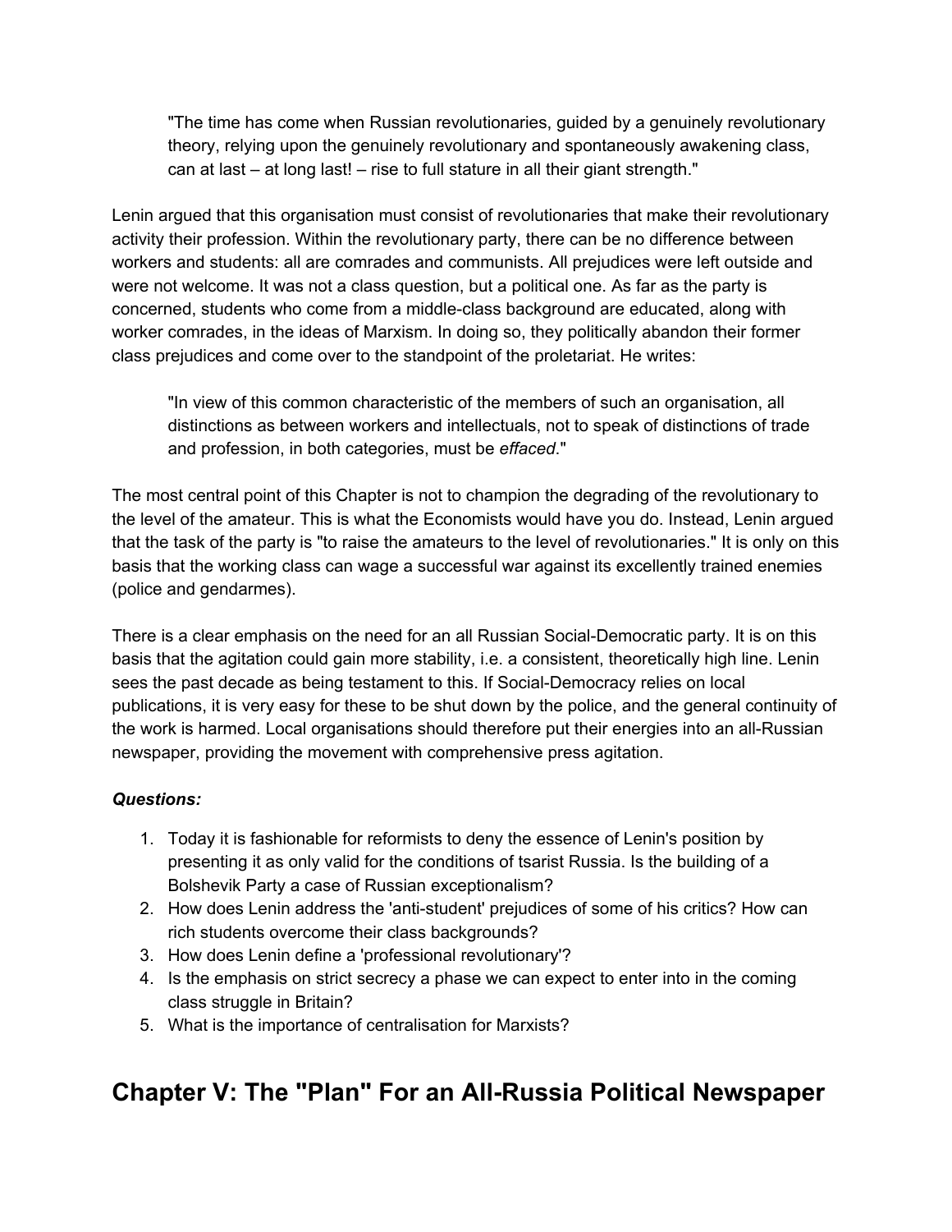> "The time has come when Russian revolutionaries, guided by a genuinely revolutionary theory, relying upon the genuinely revolutionary and spontaneously awakening class, can at last – at long last! – rise to full stature in all their giant strength."

Lenin argued that this organisation must consist of revolutionaries that make their revolutionary activity their profession. Within the revolutionary party, there can be no difference between workers and students: all are comrades and communists. All prejudices were left outside and were not welcome. It was not a class question, but a political one. As far as the party is concerned, students who come from a middle-class background are educated, along with worker comrades, in the ideas of Marxism. In doing so, they politically abandon their former class prejudices and come over to the standpoint of the proletariat. He writes:

> "In view of this common characteristic of the members of such an organisation, all distinctions as between workers and intellectuals, not to speak of distinctions of trade and profession, in both categories, must be *effaced*."

The most central point of this Chapter is not to champion the degrading of the revolutionary to the level of the amateur. This is what the Economists would have you do. Instead, Lenin argued that the task of the party is "to raise the amateurs to the level of revolutionaries." It is only on this basis that the working class can wage a successful war against its excellently trained enemies (police and gendarmes).

There is a clear emphasis on the need for an all Russian Social-Democratic party. It is on this basis that the agitation could gain more stability, i.e. a consistent, theoretically high line. Lenin sees the past decade as being testament to this. If Social-Democracy relies on local publications, it is very easy for these to be shut down by the police, and the general continuity of the work is harmed. Local organisations should therefore put their energies into an all-Russian newspaper, providing the movement with comprehensive press agitation.

***Questions:***

1. Today it is fashionable for reformists to deny the essence of Lenin's position by presenting it as only valid for the conditions of tsarist Russia. Is the building of a Bolshevik Party a case of Russian exceptionalism?
2. How does Lenin address the 'anti-student' prejudices of some of his critics? How can rich students overcome their class backgrounds?
3. How does Lenin define a 'professional revolutionary'?
4. Is the emphasis on strict secrecy a phase we can expect to enter into in the coming class struggle in Britain?
5. What is the importance of centralisation for Marxists?

## Chapter V: The "Plan" For an All-Russia Political Newspaper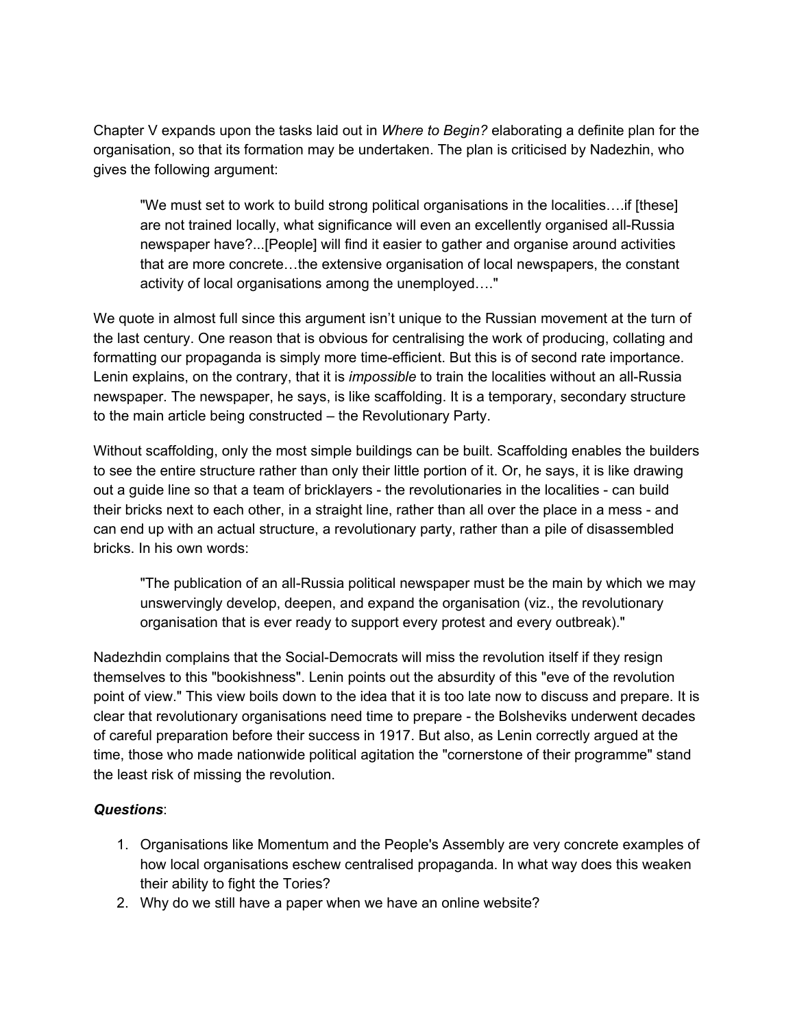Chapter V expands upon the tasks laid out in *Where to Begin?* elaborating a definite plan for the organisation, so that its formation may be undertaken. The plan is criticised by Nadezhin, who gives the following argument:

> "We must set to work to build strong political organisations in the localities….if [these] are not trained locally, what significance will even an excellently organised all-Russia newspaper have?...[People] will find it easier to gather and organise around activities that are more concrete…the extensive organisation of local newspapers, the constant activity of local organisations among the unemployed…."

We quote in almost full since this argument isn't unique to the Russian movement at the turn of the last century. One reason that is obvious for centralising the work of producing, collating and formatting our propaganda is simply more time-efficient. But this is of second rate importance. Lenin explains, on the contrary, that it is *impossible* to train the localities without an all-Russia newspaper. The newspaper, he says, is like scaffolding. It is a temporary, secondary structure to the main article being constructed – the Revolutionary Party.

Without scaffolding, only the most simple buildings can be built. Scaffolding enables the builders to see the entire structure rather than only their little portion of it. Or, he says, it is like drawing out a guide line so that a team of bricklayers - the revolutionaries in the localities - can build their bricks next to each other, in a straight line, rather than all over the place in a mess - and can end up with an actual structure, a revolutionary party, rather than a pile of disassembled bricks. In his own words:

> "The publication of an all-Russia political newspaper must be the main by which we may unswervingly develop, deepen, and expand the organisation (viz., the revolutionary organisation that is ever ready to support every protest and every outbreak)."

Nadezhdin complains that the Social-Democrats will miss the revolution itself if they resign themselves to this "bookishness". Lenin points out the absurdity of this "eve of the revolution point of view." This view boils down to the idea that it is too late now to discuss and prepare. It is clear that revolutionary organisations need time to prepare - the Bolsheviks underwent decades of careful preparation before their success in 1917. But also, as Lenin correctly argued at the time, those who made nationwide political agitation the "cornerstone of their programme" stand the least risk of missing the revolution.

***Questions***:

1. Organisations like Momentum and the People's Assembly are very concrete examples of how local organisations eschew centralised propaganda. In what way does this weaken their ability to fight the Tories?
2. Why do we still have a paper when we have an online website?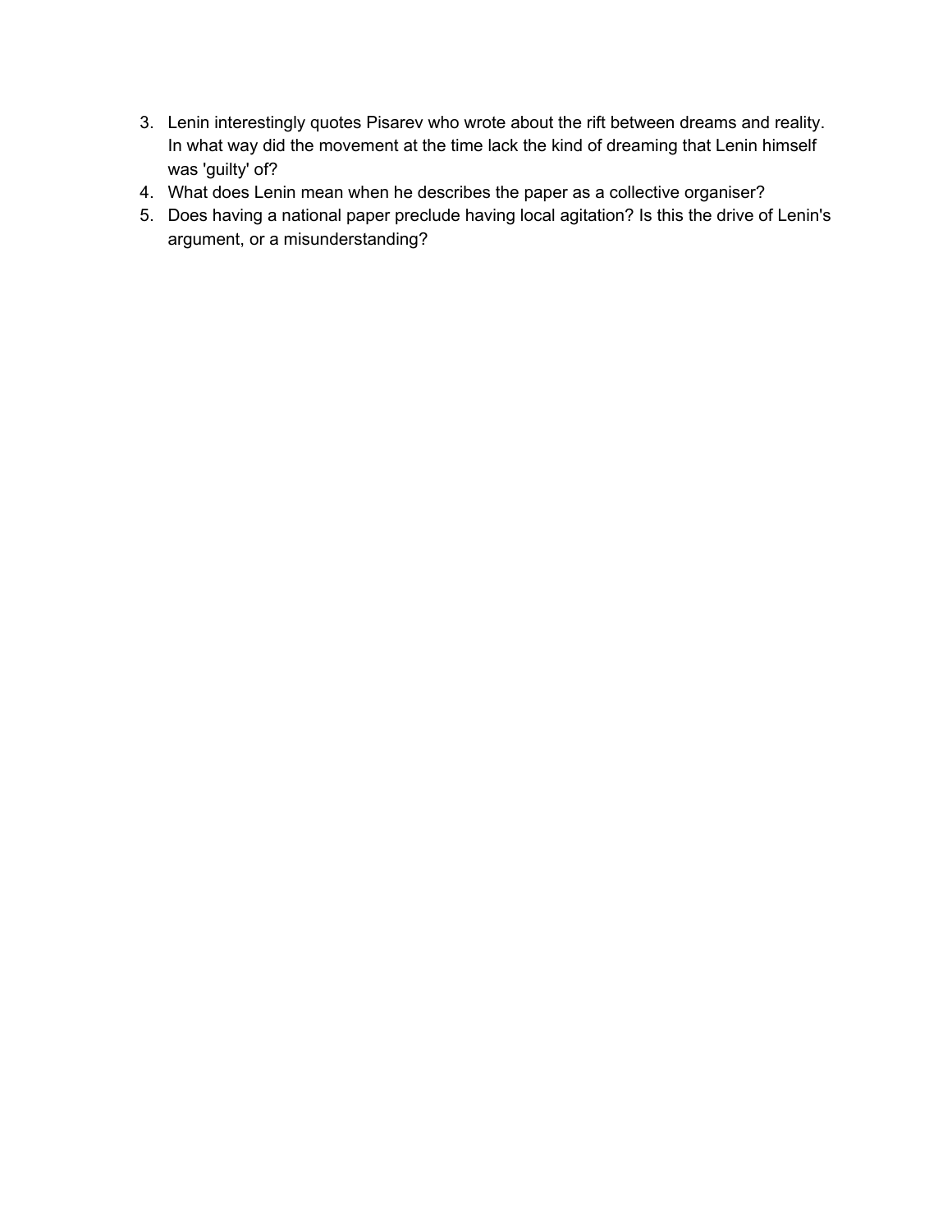3. Lenin interestingly quotes Pisarev who wrote about the rift between dreams and reality. In what way did the movement at the time lack the kind of dreaming that Lenin himself was 'guilty' of?
4. What does Lenin mean when he describes the paper as a collective organiser?
5. Does having a national paper preclude having local agitation? Is this the drive of Lenin's argument, or a misunderstanding?